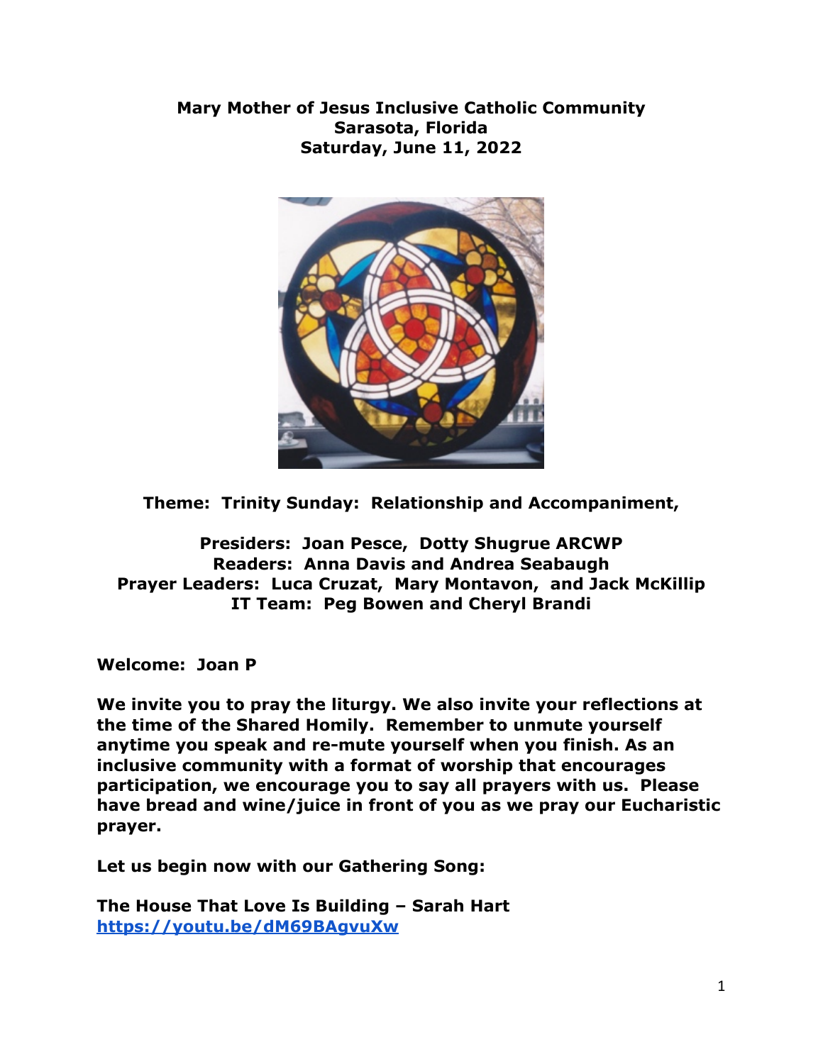**Mary Mother of Jesus Inclusive Catholic Community**
**Sarasota, Florida**
**Saturday, June 11, 2022**

**Theme: Trinity Sunday: Relationship and Accompaniment,**

**Presiders: Joan Pesce, Dotty Shugrue ARCWP**
**Readers: Anna Davis and Andrea Seabaugh**
**Prayer Leaders: Luca Cruzat, Mary Montavon, and Jack McKillip**
**IT Team: Peg Bowen and Cheryl Brandi**

**Welcome: Joan P**

**We invite you to pray the liturgy. We also invite your reflections at the time of the Shared Homily. Remember to unmute yourself anytime you speak and re-mute yourself when you finish. As an inclusive community with a format of worship that encourages participation, we encourage you to say all prayers with us. Please have bread and wine/juice in front of you as we pray our Eucharistic prayer.**

**Let us begin now with our Gathering Song:**

**The House That Love Is Building – Sarah Hart**
**https://youtu.be/dM69BAgvuXw**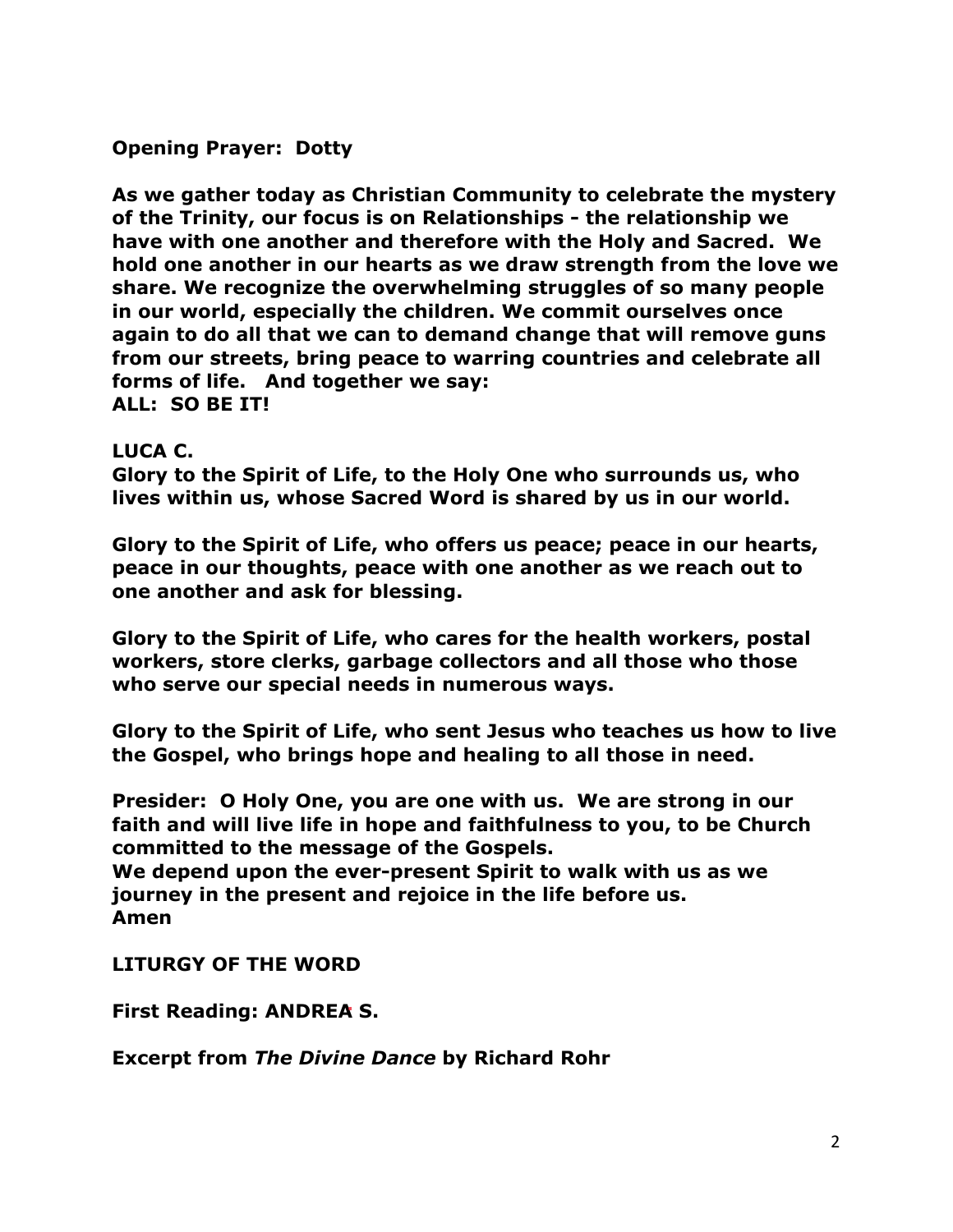**Opening Prayer: Dotty**

**As we gather today as Christian Community to celebrate the mystery of the Trinity, our focus is on Relationships - the relationship we have with one another and therefore with the Holy and Sacred. We hold one another in our hearts as we draw strength from the love we share. We recognize the overwhelming struggles of so many people in our world, especially the children. We commit ourselves once again to do all that we can to demand change that will remove guns from our streets, bring peace to warring countries and celebrate all forms of life. And together we say:**
**ALL: SO BE IT!**

**LUCA C.**
**Glory to the Spirit of Life, to the Holy One who surrounds us, who lives within us, whose Sacred Word is shared by us in our world.**

**Glory to the Spirit of Life, who offers us peace; peace in our hearts, peace in our thoughts, peace with one another as we reach out to one another and ask for blessing.**

**Glory to the Spirit of Life, who cares for the health workers, postal workers, store clerks, garbage collectors and all those who those who serve our special needs in numerous ways.**

**Glory to the Spirit of Life, who sent Jesus who teaches us how to live the Gospel, who brings hope and healing to all those in need.**

**Presider: O Holy One, you are one with us. We are strong in our faith and will live life in hope and faithfulness to you, to be Church committed to the message of the Gospels.**
**We depend upon the ever-present Spirit to walk with us as we journey in the present and rejoice in the life before us.**
**Amen**

**LITURGY OF THE WORD**

**First Reading: ANDREA S.**

**Excerpt from *The Divine Dance* by Richard Rohr**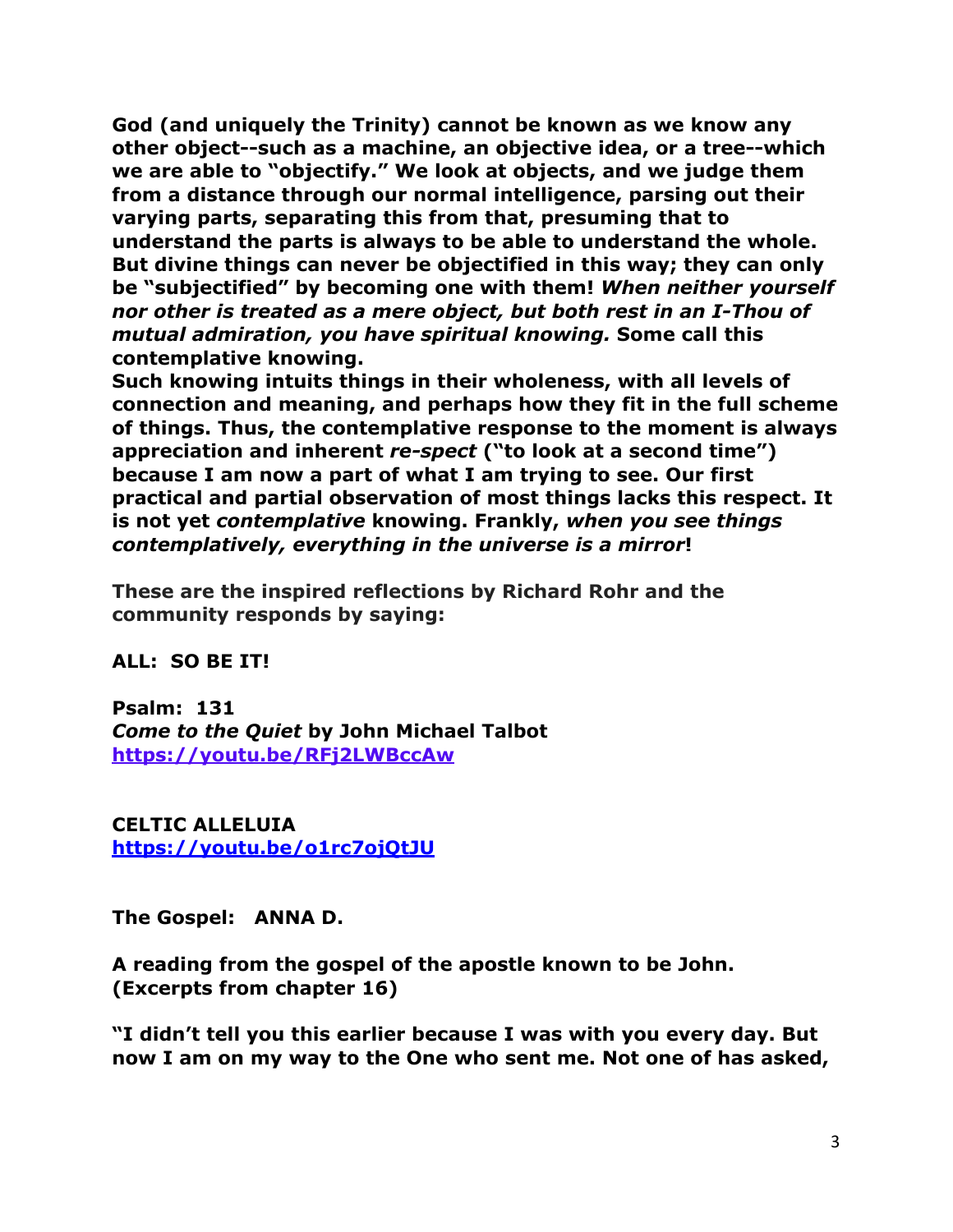**God (and uniquely the Trinity) cannot be known as we know any other object--such as a machine, an objective idea, or a tree--which we are able to "objectify." We look at objects, and we judge them from a distance through our normal intelligence, parsing out their varying parts, separating this from that, presuming that to understand the parts is always to be able to understand the whole. But divine things can never be objectified in this way; they can only be "subjectified" by becoming one with them!** ***When neither yourself nor other is treated as a mere object, but both rest in an I-Thou of mutual admiration, you have spiritual knowing.*** **Some call this contemplative knowing.**

**Such knowing intuits things in their wholeness, with all levels of connection and meaning, and perhaps how they fit in the full scheme of things. Thus, the contemplative response to the moment is always appreciation and inherent** ***re-spect*** **("to look at a second time") because I am now a part of what I am trying to see. Our first practical and partial observation of most things lacks this respect. It is not yet** ***contemplative*** **knowing. Frankly,** ***when you see things contemplatively, everything in the universe is a mirror*****!**

**These are the inspired reflections by Richard Rohr and the community responds by saying:**

**ALL: SO BE IT!**

**Psalm: 131**
***Come to the Quiet*** **by John Michael Talbot**
**https://youtu.be/RFj2LWBccAw**

**CELTIC ALLELUIA**
**https://youtu.be/o1rc7ojQtJU**

**The Gospel: ANNA D.**

**A reading from the gospel of the apostle known to be John. (Excerpts from chapter 16)**

**"I didn't tell you this earlier because I was with you every day. But now I am on my way to the One who sent me. Not one of has asked,**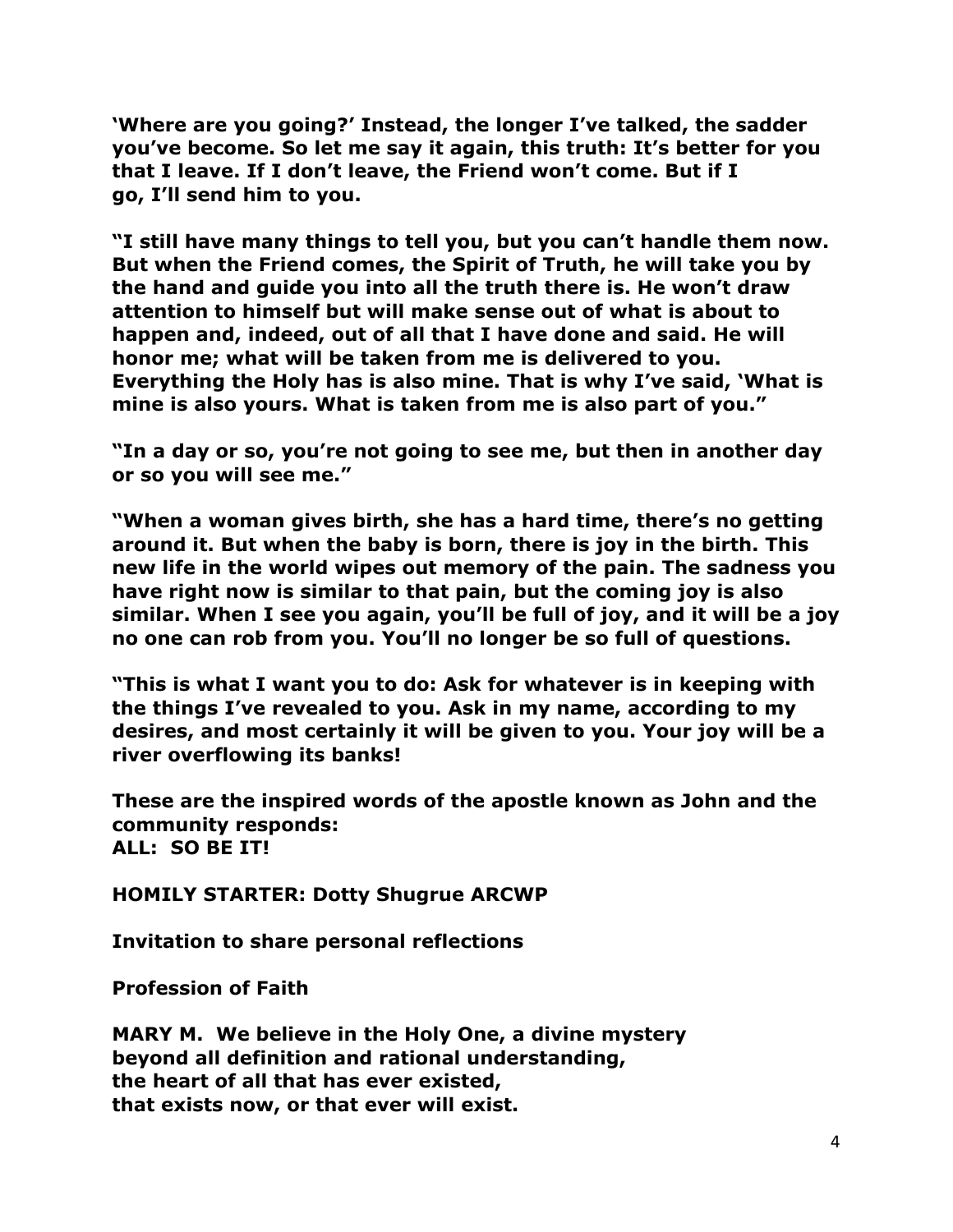**'Where are you going?' Instead, the longer I've talked, the sadder you've become. So let me say it again, this truth: It's better for you that I leave. If I don't leave, the Friend won't come. But if I go, I'll send him to you.**

**"I still have many things to tell you, but you can't handle them now. But when the Friend comes, the Spirit of Truth, he will take you by the hand and guide you into all the truth there is. He won't draw attention to himself but will make sense out of what is about to happen and, indeed, out of all that I have done and said. He will honor me; what will be taken from me is delivered to you. Everything the Holy has is also mine. That is why I've said, 'What is mine is also yours. What is taken from me is also part of you."**

**"In a day or so, you're not going to see me, but then in another day or so you will see me."**

**"When a woman gives birth, she has a hard time, there's no getting around it. But when the baby is born, there is joy in the birth. This new life in the world wipes out memory of the pain. The sadness you have right now is similar to that pain, but the coming joy is also similar. When I see you again, you'll be full of joy, and it will be a joy no one can rob from you. You'll no longer be so full of questions.**

**"This is what I want you to do: Ask for whatever is in keeping with the things I've revealed to you. Ask in my name, according to my desires, and most certainly it will be given to you. Your joy will be a river overflowing its banks!**

**These are the inspired words of the apostle known as John and the community responds:**
**ALL: SO BE IT!**

**HOMILY STARTER: Dotty Shugrue ARCWP**

**Invitation to share personal reflections**

**Profession of Faith**

**MARY M. We believe in the Holy One, a divine mystery**
**beyond all definition and rational understanding,**
**the heart of all that has ever existed,**
**that exists now, or that ever will exist.**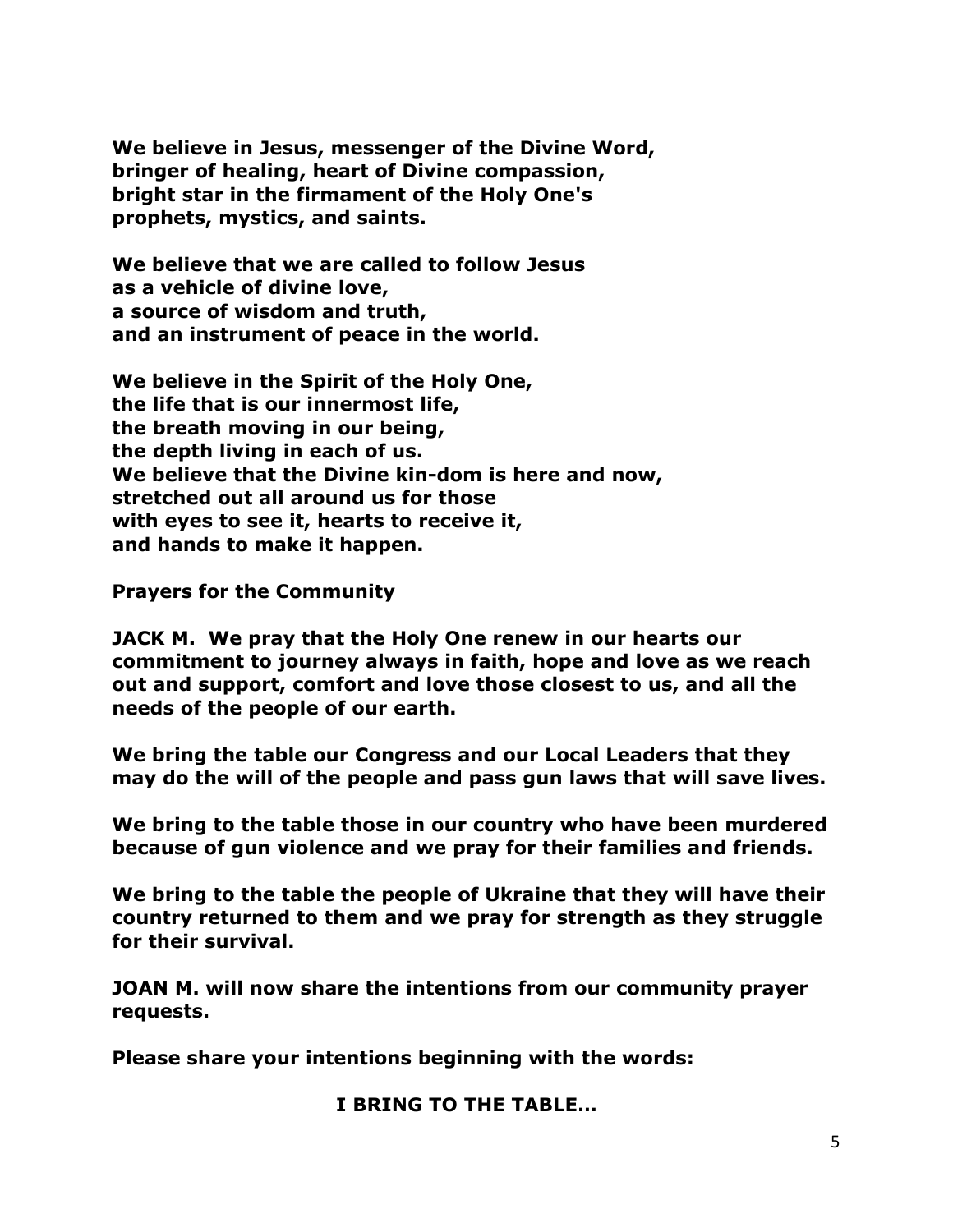**We believe in Jesus, messenger of the Divine Word,**
**bringer of healing, heart of Divine compassion,**
**bright star in the firmament of the Holy One's**
**prophets, mystics, and saints.**

**We believe that we are called to follow Jesus**
**as a vehicle of divine love,**
**a source of wisdom and truth,**
**and an instrument of peace in the world.**

**We believe in the Spirit of the Holy One,**
**the life that is our innermost life,**
**the breath moving in our being,**
**the depth living in each of us.**
**We believe that the Divine kin-dom is here and now,**
**stretched out all around us for those**
**with eyes to see it, hearts to receive it,**
**and hands to make it happen.**

**Prayers for the Community**

**JACK M. We pray that the Holy One renew in our hearts our commitment to journey always in faith, hope and love as we reach out and support, comfort and love those closest to us, and all the needs of the people of our earth.**

**We bring the table our Congress and our Local Leaders that they may do the will of the people and pass gun laws that will save lives.**

**We bring to the table those in our country who have been murdered because of gun violence and we pray for their families and friends.**

**We bring to the table the people of Ukraine that they will have their country returned to them and we pray for strength as they struggle for their survival.**

**JOAN M. will now share the intentions from our community prayer requests.**

**Please share your intentions beginning with the words:**

**I BRING TO THE TABLE…**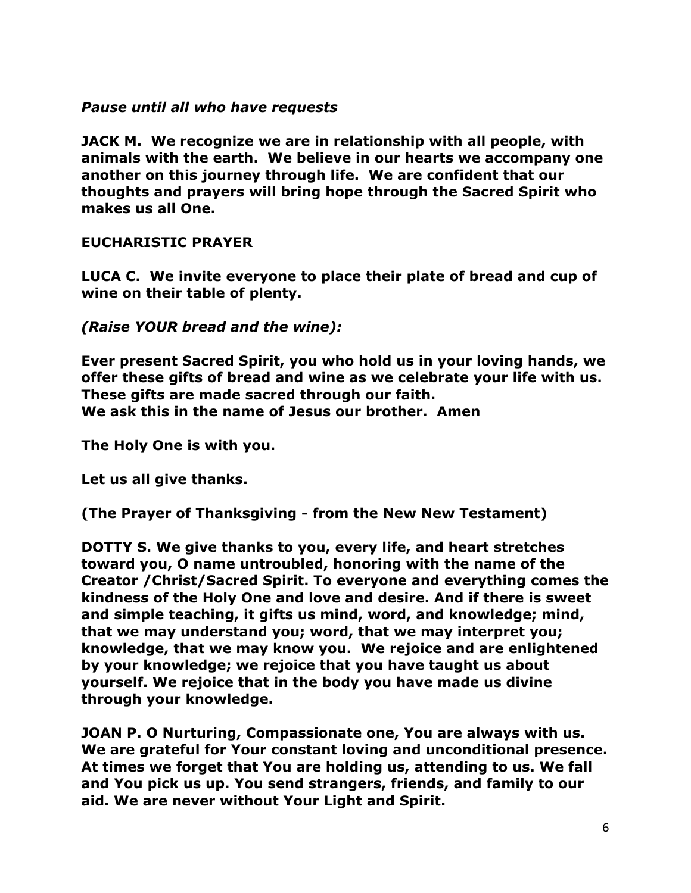*Pause until all who have requests*

**JACK M. We recognize we are in relationship with all people, with animals with the earth. We believe in our hearts we accompany one another on this journey through life. We are confident that our thoughts and prayers will bring hope through the Sacred Spirit who makes us all One.**

**EUCHARISTIC PRAYER**

**LUCA C. We invite everyone to place their plate of bread and cup of wine on their table of plenty.**

***(Raise YOUR bread and the wine):***

**Ever present Sacred Spirit, you who hold us in your loving hands, we offer these gifts of bread and wine as we celebrate your life with us. These gifts are made sacred through our faith.**
**We ask this in the name of Jesus our brother. Amen**

**The Holy One is with you.**

**Let us all give thanks.**

**(The Prayer of Thanksgiving - from the New New Testament)**

**DOTTY S. We give thanks to you, every life, and heart stretches toward you, O name untroubled, honoring with the name of the Creator /Christ/Sacred Spirit. To everyone and everything comes the kindness of the Holy One and love and desire. And if there is sweet and simple teaching, it gifts us mind, word, and knowledge; mind, that we may understand you; word, that we may interpret you; knowledge, that we may know you. We rejoice and are enlightened by your knowledge; we rejoice that you have taught us about yourself. We rejoice that in the body you have made us divine through your knowledge.**

**JOAN P. O Nurturing, Compassionate one, You are always with us. We are grateful for Your constant loving and unconditional presence. At times we forget that You are holding us, attending to us. We fall and You pick us up. You send strangers, friends, and family to our aid. We are never without Your Light and Spirit.**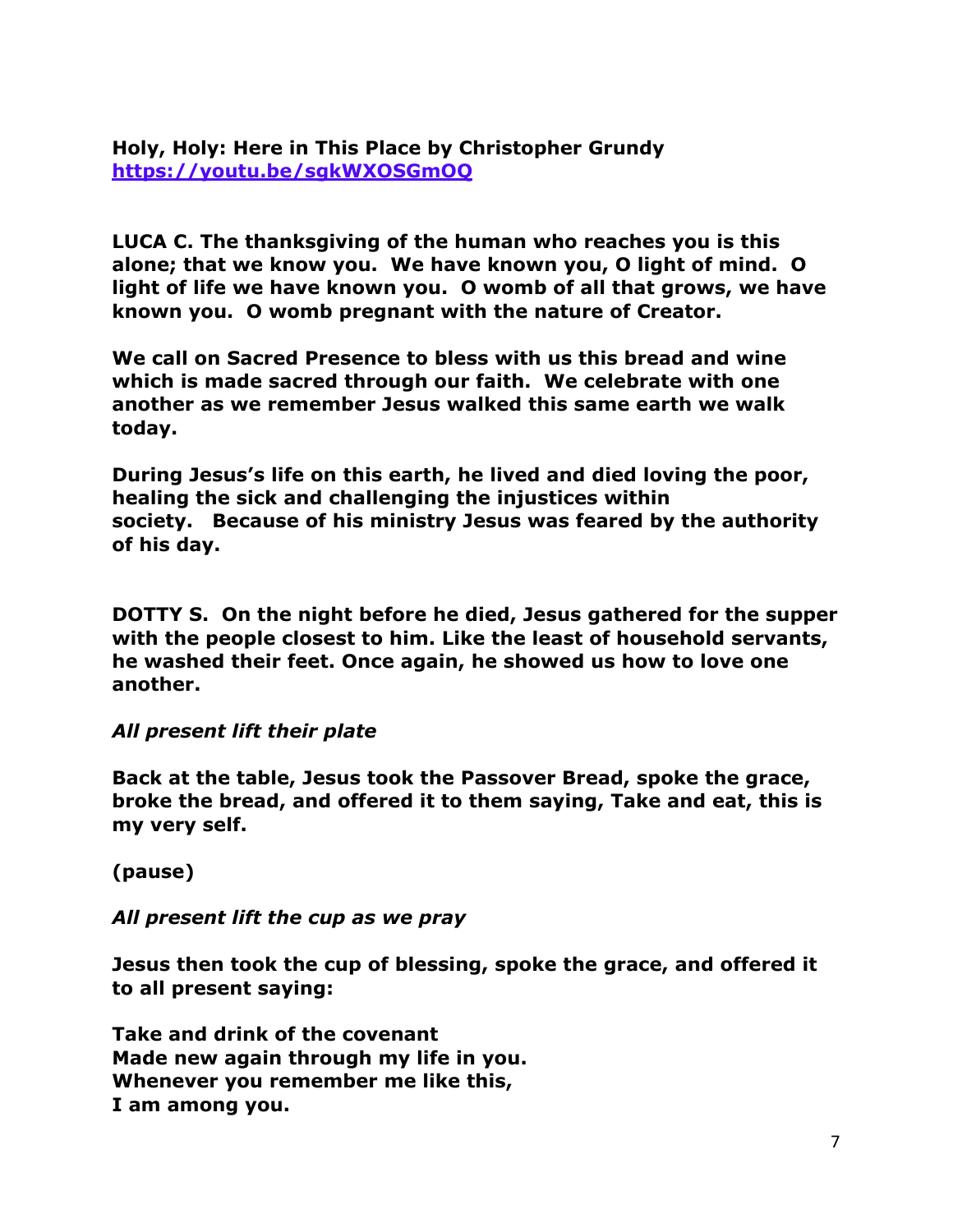**Holy, Holy: Here in This Place by Christopher Grundy**
**https://youtu.be/sgkWXOSGmOQ**

**LUCA C. The thanksgiving of the human who reaches you is this alone; that we know you. We have known you, O light of mind. O light of life we have known you. O womb of all that grows, we have known you. O womb pregnant with the nature of Creator.**

**We call on Sacred Presence to bless with us this bread and wine which is made sacred through our faith. We celebrate with one another as we remember Jesus walked this same earth we walk today.**

**During Jesus's life on this earth, he lived and died loving the poor, healing the sick and challenging the injustices within society. Because of his ministry Jesus was feared by the authority of his day.**

**DOTTY S. On the night before he died, Jesus gathered for the supper with the people closest to him. Like the least of household servants, he washed their feet. Once again, he showed us how to love one another.**

***All present lift their plate***

**Back at the table, Jesus took the Passover Bread, spoke the grace, broke the bread, and offered it to them saying, Take and eat, this is my very self.**

**(pause)**

***All present lift the cup as we pray***

**Jesus then took the cup of blessing, spoke the grace, and offered it to all present saying:**

**Take and drink of the covenant**
**Made new again through my life in you.**
**Whenever you remember me like this,**
**I am among you.**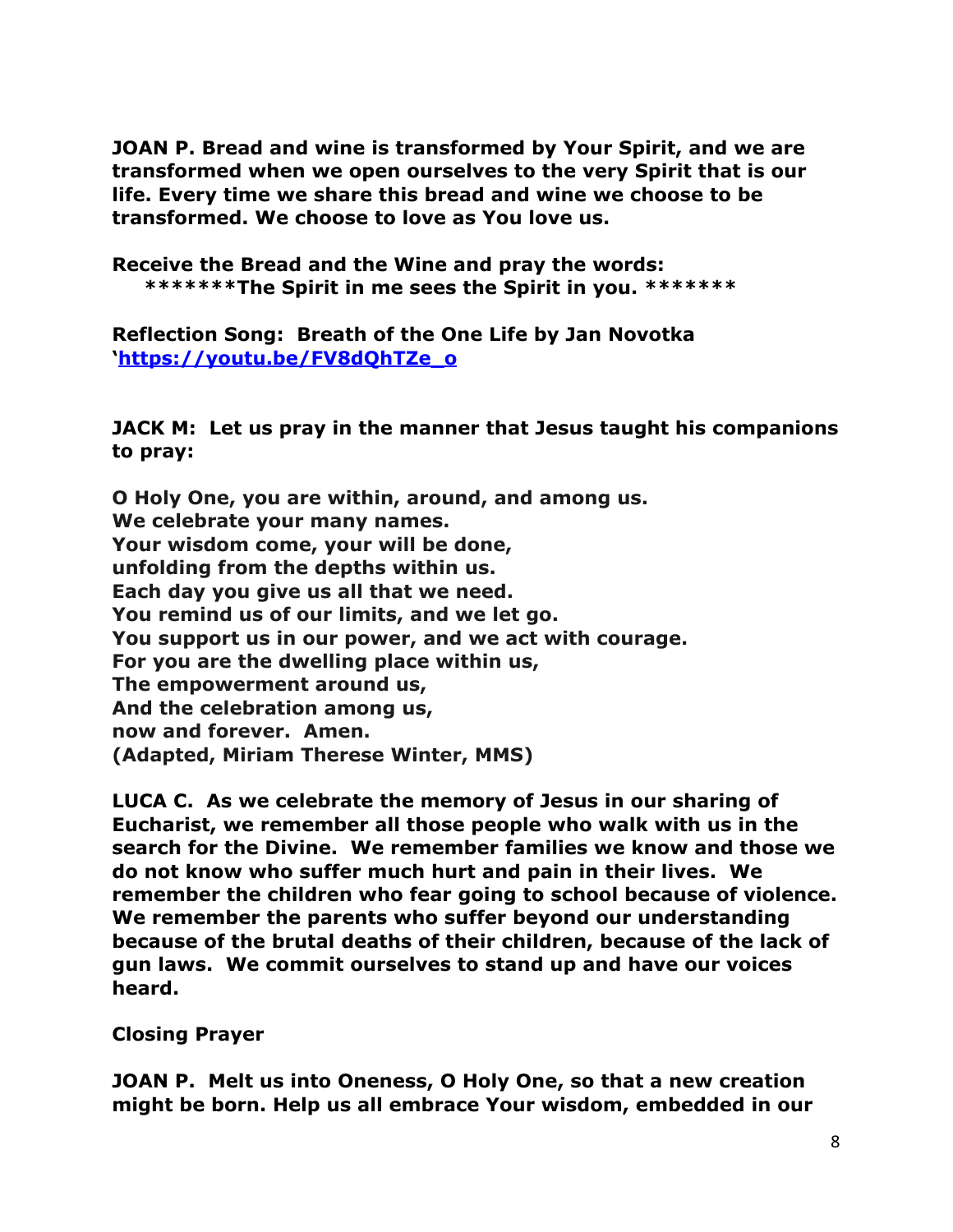**JOAN P. Bread and wine is transformed by Your Spirit, and we are transformed when we open ourselves to the very Spirit that is our life. Every time we share this bread and wine we choose to be transformed. We choose to love as You love us.**

**Receive the Bread and the Wine and pray the words:**
**\*\*\*\*\*\*\*The Spirit in me sees the Spirit in you. \*\*\*\*\*\*\***

**Reflection Song: Breath of the One Life by Jan Novotka**
**'[https://youtu.be/FV8dQhTZe_o](https://youtu.be/FV8dQhTZe_o)**

**JACK M: Let us pray in the manner that Jesus taught his companions to pray:**

**O Holy One, you are within, around, and among us.**
**We celebrate your many names.**
**Your wisdom come, your will be done,**
**unfolding from the depths within us.**
**Each day you give us all that we need.**
**You remind us of our limits, and we let go.**
**You support us in our power, and we act with courage.**
**For you are the dwelling place within us,**
**The empowerment around us,**
**And the celebration among us,**
**now and forever. Amen.**
**(Adapted, Miriam Therese Winter, MMS)**

**LUCA C. As we celebrate the memory of Jesus in our sharing of Eucharist, we remember all those people who walk with us in the search for the Divine. We remember families we know and those we do not know who suffer much hurt and pain in their lives. We remember the children who fear going to school because of violence. We remember the parents who suffer beyond our understanding because of the brutal deaths of their children, because of the lack of gun laws. We commit ourselves to stand up and have our voices heard.**

**Closing Prayer**

**JOAN P. Melt us into Oneness, O Holy One, so that a new creation might be born. Help us all embrace Your wisdom, embedded in our**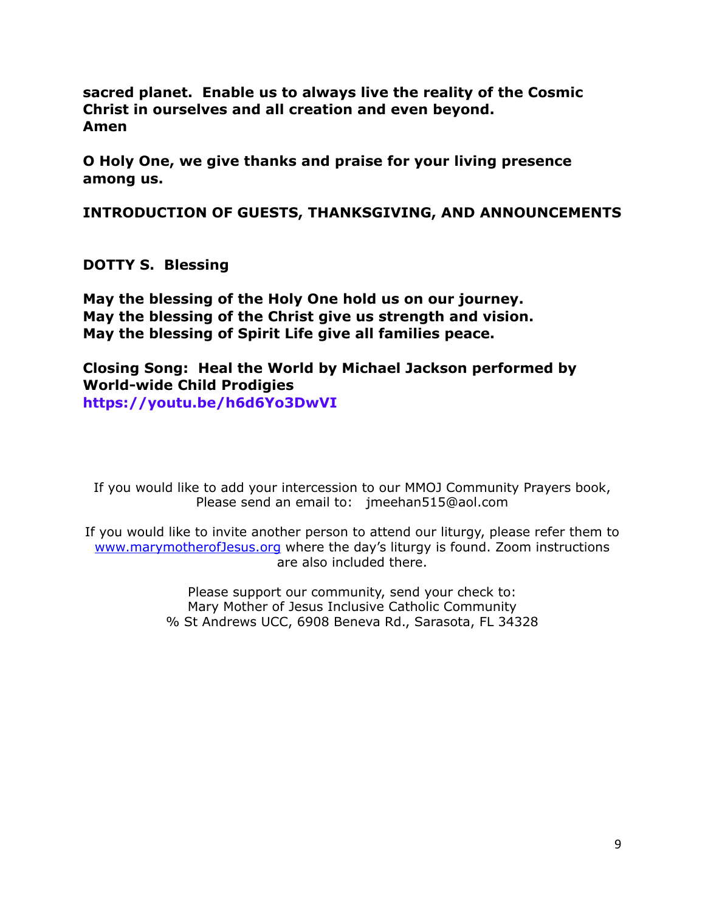**sacred planet. Enable us to always live the reality of the Cosmic Christ in ourselves and all creation and even beyond.**
**Amen**

**O Holy One, we give thanks and praise for your living presence among us.**

**INTRODUCTION OF GUESTS, THANKSGIVING, AND ANNOUNCEMENTS**

**DOTTY S. Blessing**

**May the blessing of the Holy One hold us on our journey.**
**May the blessing of the Christ give us strength and vision.**
**May the blessing of Spirit Life give all families peace.**

**Closing Song: Heal the World by Michael Jackson performed by World-wide Child Prodigies**
**https://youtu.be/h6d6Yo3DwVI**

If you would like to add your intercession to our MMOJ Community Prayers book,
Please send an email to: jmeehan515@aol.com

If you would like to invite another person to attend our liturgy, please refer them to www.marymotherofJesus.org where the day's liturgy is found. Zoom instructions are also included there.

Please support our community, send your check to:
Mary Mother of Jesus Inclusive Catholic Community
℅ St Andrews UCC, 6908 Beneva Rd., Sarasota, FL 34328